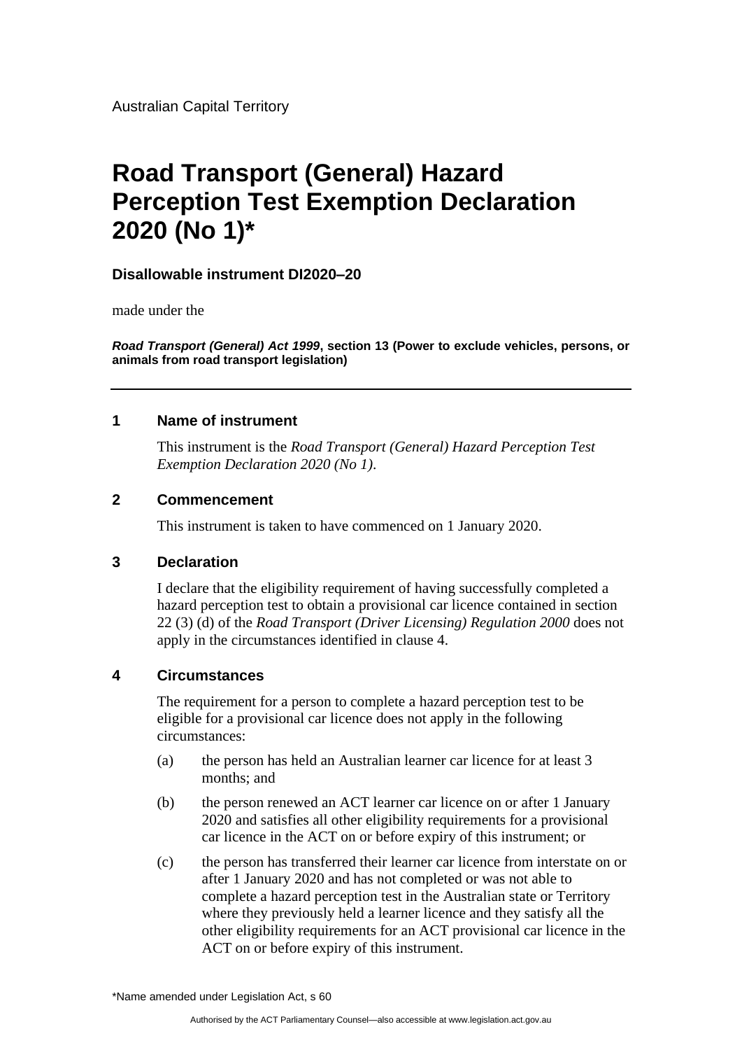Australian Capital Territory

# Road Transport (General) Hazard Perception Test Exemption Declaration 2020 (No 1)*

**Disallowable instrument DI2020–20**

made under the

***Road Transport (General) Act 1999*, section 13 (Power to exclude vehicles, persons, or animals from road transport legislation)**

---

## 1 Name of instrument

This instrument is the *Road Transport (General) Hazard Perception Test Exemption Declaration 2020 (No 1)*.

## 2 Commencement

This instrument is taken to have commenced on 1 January 2020.

## 3 Declaration

I declare that the eligibility requirement of having successfully completed a hazard perception test to obtain a provisional car licence contained in section 22 (3) (d) of the *Road Transport (Driver Licensing) Regulation 2000* does not apply in the circumstances identified in clause 4.

## 4 Circumstances

The requirement for a person to complete a hazard perception test to be eligible for a provisional car licence does not apply in the following circumstances:

(a) the person has held an Australian learner car licence for at least 3 months; and

(b) the person renewed an ACT learner car licence on or after 1 January 2020 and satisfies all other eligibility requirements for a provisional car licence in the ACT on or before expiry of this instrument; or

(c) the person has transferred their learner car licence from interstate on or after 1 January 2020 and has not completed or was not able to complete a hazard perception test in the Australian state or Territory where they previously held a learner licence and they satisfy all the other eligibility requirements for an ACT provisional car licence in the ACT on or before expiry of this instrument.

*Name amended under Legislation Act, s 60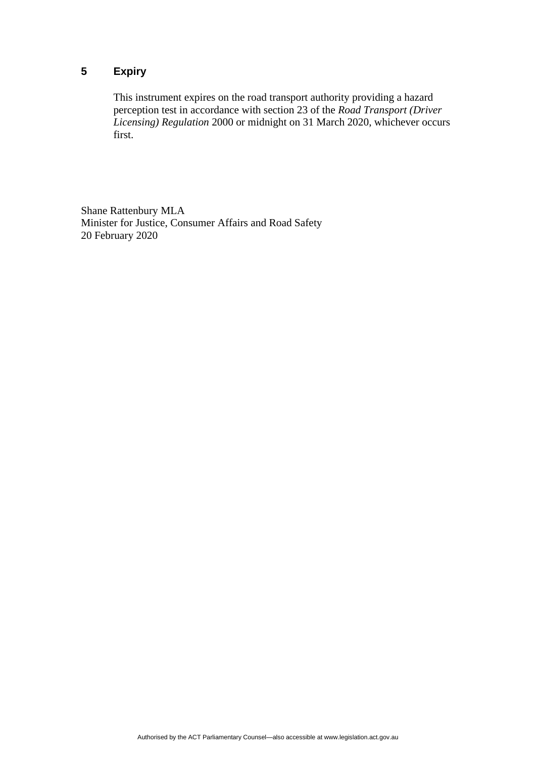## 5 Expiry

This instrument expires on the road transport authority providing a hazard perception test in accordance with section 23 of the *Road Transport (Driver Licensing) Regulation* 2000 or midnight on 31 March 2020, whichever occurs first.

Shane Rattenbury MLA
Minister for Justice, Consumer Affairs and Road Safety
20 February 2020